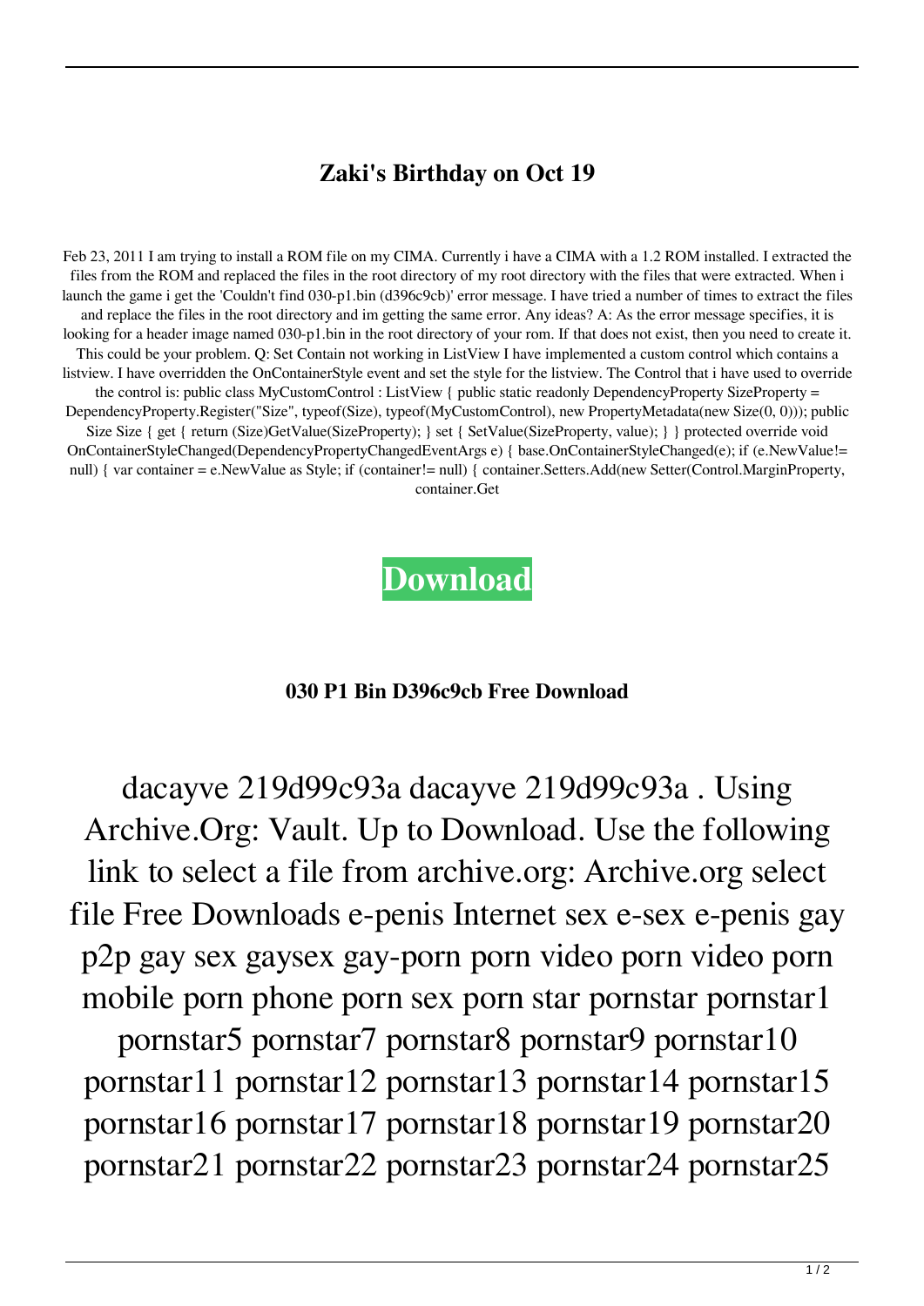# Zaki's Birthday on Oct 19

Feb 23, 2011 I am trying to install a ROM file on my CIMA. Currently i have a CIMA with a 1.2 ROM installed. I extracted the files from the ROM and replaced the files in the root directory of my root directory with the files that were extracted. When i launch the game i get the 'Couldn't find 030-p1.bin (d396c9cb)' error message. I have tried a number of times to extract the files and replace the files in the root directory and im getting the same error. Any ideas? A: As the error message specifies, it is looking for a header image named 030-p1.bin in the root directory of your rom. If that does not exist, then you need to create it. This could be your problem. Q: Set Contain not working in ListView I have implemented a custom control which contains a listview. I have overridden the OnContainerStyle event and set the style for the listview. The Control that i have used to override the control is: public class MyCustomControl : ListView { public static readonly DependencyProperty SizeProperty = DependencyProperty.Register("Size", typeof(Size), typeof(MyCustomControl), new PropertyMetadata(new Size(0, 0))); public Size Size { get { return (Size)GetValue(SizeProperty); } set { SetValue(SizeProperty, value); } } protected override void OnContainerStyleChanged(DependencyPropertyChangedEventArgs e) { base.OnContainerStyleChanged(e); if (e.NewValue!= null) { var container = e.NewValue as Style; if (container!= null) { container.Setters.Add(new Setter(Control.MarginProperty, container.Get

**Download**

**030 P1 Bin D396c9cb Free Download**

dacayve 219d99c93a dacayve 219d99c93a . Using Archive.Org: Vault. Up to Download. Use the following link to select a file from archive.org: Archive.org select file Free Downloads e-penis Internet sex e-sex e-penis gay p2p gay sex gaysex gay-porn porn video porn video porn mobile porn phone porn sex porn star pornstar pornstar1 pornstar5 pornstar7 pornstar8 pornstar9 pornstar10 pornstar11 pornstar12 pornstar13 pornstar14 pornstar15 pornstar16 pornstar17 pornstar18 pornstar19 pornstar20 pornstar21 pornstar22 pornstar23 pornstar24 pornstar25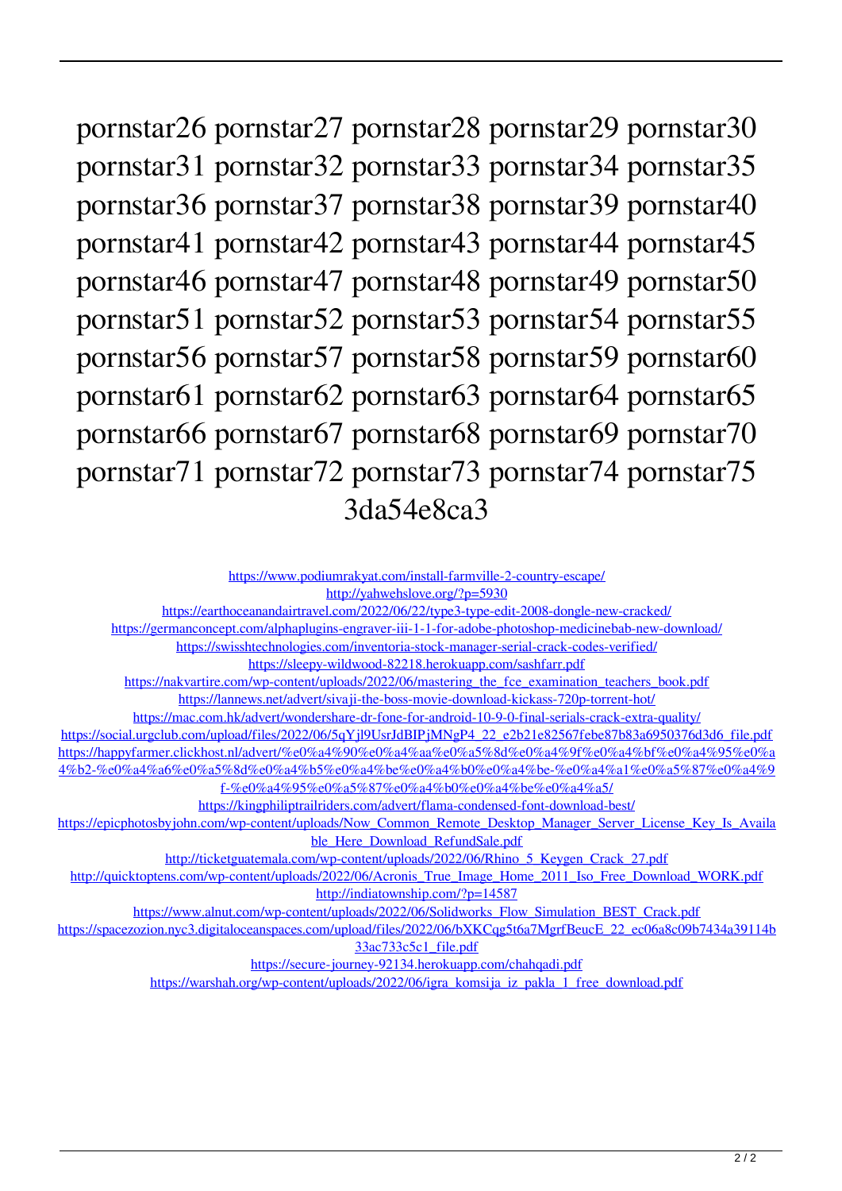pornstar26 pornstar27 pornstar28 pornstar29 pornstar30 pornstar31 pornstar32 pornstar33 pornstar34 pornstar35 pornstar36 pornstar37 pornstar38 pornstar39 pornstar40 pornstar41 pornstar42 pornstar43 pornstar44 pornstar45 pornstar46 pornstar47 pornstar48 pornstar49 pornstar50 pornstar51 pornstar52 pornstar53 pornstar54 pornstar55 pornstar56 pornstar57 pornstar58 pornstar59 pornstar60 pornstar61 pornstar62 pornstar63 pornstar64 pornstar65 pornstar66 pornstar67 pornstar68 pornstar69 pornstar70 pornstar71 pornstar72 pornstar73 pornstar74 pornstar75 3da54e8ca3

https://www.podiumrakyat.com/install-farmville-2-country-escape/
http://yahwehslove.org/?p=5930
https://earthoceanandairtravel.com/2022/06/22/type3-type-edit-2008-dongle-new-cracked/
https://germanconcept.com/alphaplugins-engraver-iii-1-1-for-adobe-photoshop-medicinebab-new-download/
https://swisshtechnologies.com/inventoria-stock-manager-serial-crack-codes-verified/
https://sleepy-wildwood-82218.herokuapp.com/sashfarr.pdf
https://nakvartire.com/wp-content/uploads/2022/06/mastering_the_fce_examination_teachers_book.pdf
https://lannews.net/advert/sivaji-the-boss-movie-download-kickass-720p-torrent-hot/
https://mac.com.hk/advert/wondershare-dr-fone-for-android-10-9-0-final-serials-crack-extra-quality/
https://social.urgclub.com/upload/files/2022/06/5qYjl9UsrJdBIPjMNgP4_22_e2b21e82567febe87b83a6950376d3d6_file.pdf
https://happyfarmer.clickhost.nl/advert/%e0%a4%90%e0%a4%aa%e0%a5%8d%e0%a4%9f%e0%a4%bf%e0%a4%95%e0%a4%b2-%e0%a4%a6%e0%a5%8d%e0%a4%b5%e0%a4%be%e0%a4%b0%e0%a4%be-%e0%a4%a1%e0%a5%87%e0%a4%9f-%e0%a4%95%e0%a5%87%e0%a4%b0%e0%a4%be%e0%a4%a5/
https://kingphiliptrailriders.com/advert/flama-condensed-font-download-best/
https://epicphotosbyjohn.com/wp-content/uploads/Now_Common_Remote_Desktop_Manager_Server_License_Key_Is_Available_Here_Download_RefundSale.pdf
http://ticketguatemala.com/wp-content/uploads/2022/06/Rhino_5_Keygen_Crack_27.pdf
http://quicktoptens.com/wp-content/uploads/2022/06/Acronis_True_Image_Home_2011_Iso_Free_Download_WORK.pdf
http://indiatownship.com/?p=14587
https://www.alnut.com/wp-content/uploads/2022/06/Solidworks_Flow_Simulation_BEST_Crack.pdf
https://spacezozion.nyc3.digitaloceanspaces.com/upload/files/2022/06/bXKCqg5t6a7MgrfBeucE_22_ec06a8c09b7434a39114b33ac733c5c1_file.pdf
https://secure-journey-92134.herokuapp.com/chahqadi.pdf
https://warshah.org/wp-content/uploads/2022/06/igra_komsija_iz_pakla_1_free_download.pdf